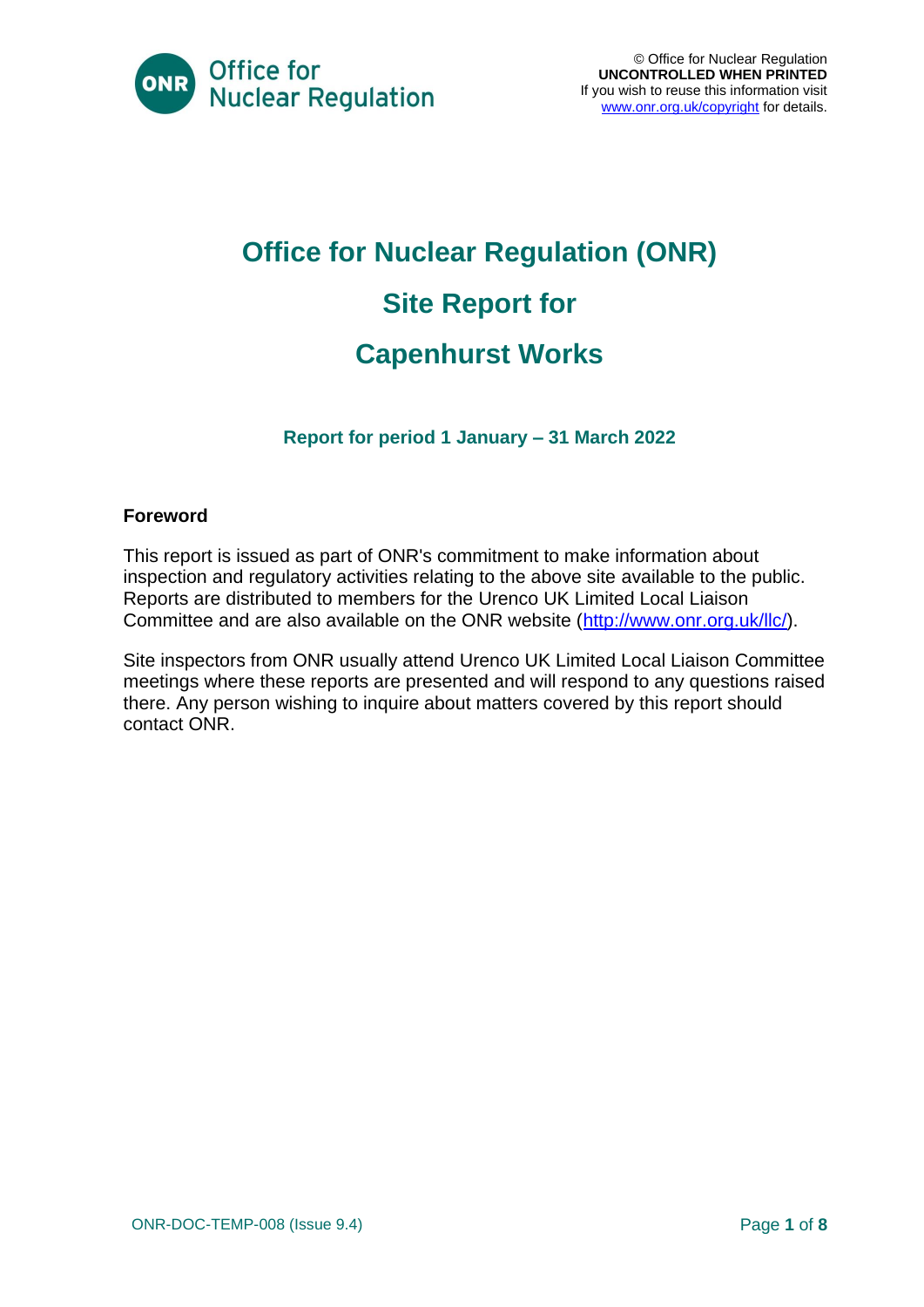# Office for Nuclear Regulation (ONR)

# Site Report for

# Capenhurst Works

### Report for period 1 January – 31 March 2022

**Foreword**

This report is issued as part of ONR's commitment to make information about inspection and regulatory activities relating to the above site available to the public. Reports are distributed to members for the Urenco UK Limited Local Liaison Committee and are also available on the ONR website (http://www.onr.org.uk/llc/).

Site inspectors from ONR usually attend Urenco UK Limited Local Liaison Committee meetings where these reports are presented and will respond to any questions raised there. Any person wishing to inquire about matters covered by this report should contact ONR.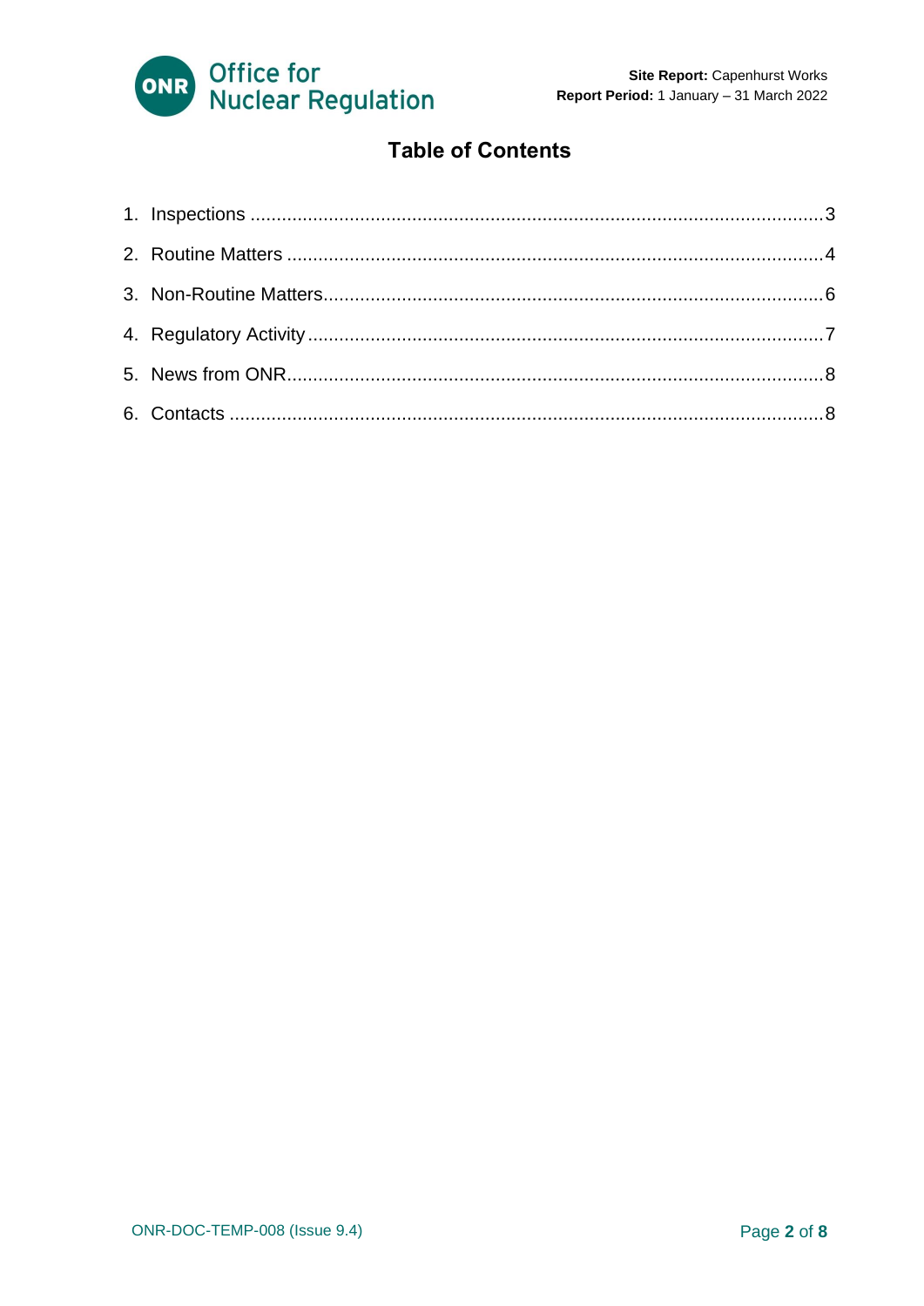# Table of Contents

1. Inspections ........................................................................................................... 3
2. Routine Matters ...................................................................................................... 4
3. Non-Routine Matters................................................................................................ 6
4. Regulatory Activity ................................................................................................... 7
5. News from ONR....................................................................................................... 8
6. Contacts .................................................................................................................. 8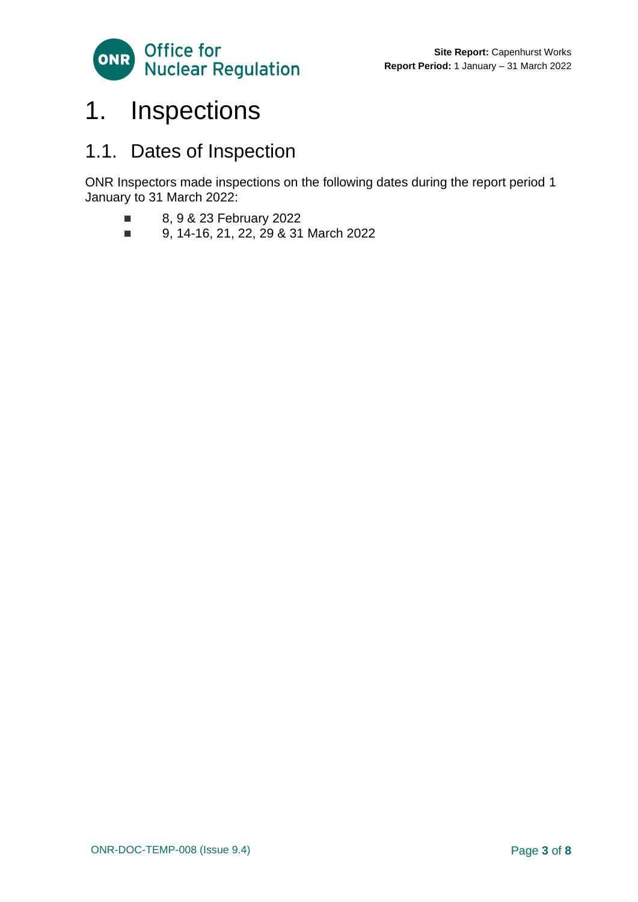# 1. Inspections

## 1.1. Dates of Inspection

ONR Inspectors made inspections on the following dates during the report period 1 January to 31 March 2022:

- 8, 9 & 23 February 2022
- 9, 14-16, 21, 22, 29 & 31 March 2022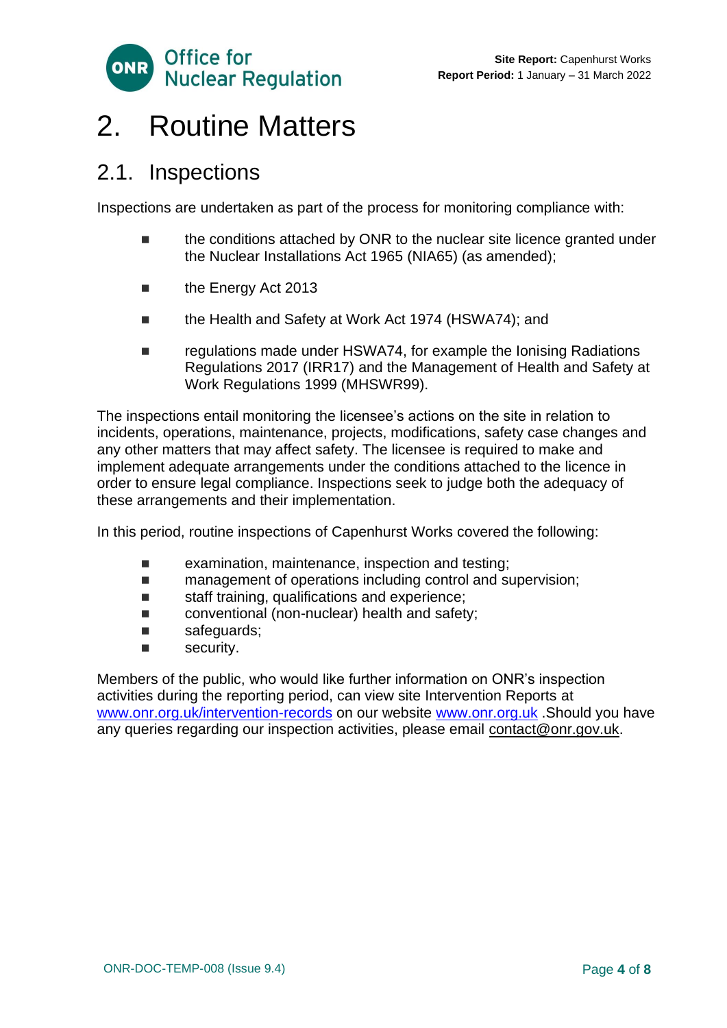# 2. Routine Matters

## 2.1. Inspections

Inspections are undertaken as part of the process for monitoring compliance with:

- the conditions attached by ONR to the nuclear site licence granted under the Nuclear Installations Act 1965 (NIA65) (as amended);
- the Energy Act 2013
- the Health and Safety at Work Act 1974 (HSWA74); and
- regulations made under HSWA74, for example the Ionising Radiations Regulations 2017 (IRR17) and the Management of Health and Safety at Work Regulations 1999 (MHSWR99).

The inspections entail monitoring the licensee's actions on the site in relation to incidents, operations, maintenance, projects, modifications, safety case changes and any other matters that may affect safety. The licensee is required to make and implement adequate arrangements under the conditions attached to the licence in order to ensure legal compliance. Inspections seek to judge both the adequacy of these arrangements and their implementation.

In this period, routine inspections of Capenhurst Works covered the following:

- examination, maintenance, inspection and testing;
- management of operations including control and supervision;
- staff training, qualifications and experience;
- conventional (non-nuclear) health and safety;
- safeguards;
- security.

Members of the public, who would like further information on ONR's inspection activities during the reporting period, can view site Intervention Reports at www.onr.org.uk/intervention-records on our website www.onr.org.uk .Should you have any queries regarding our inspection activities, please email contact@onr.gov.uk.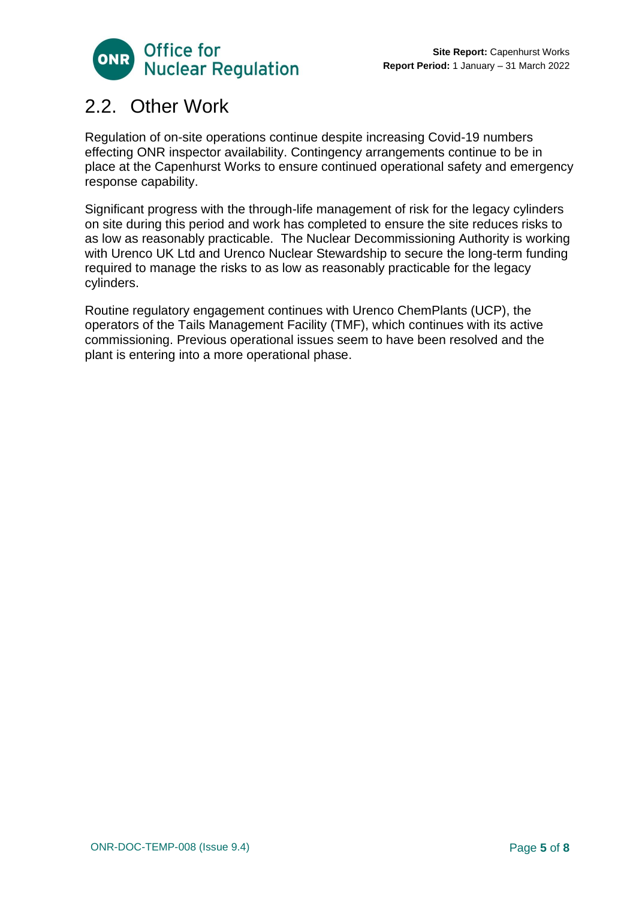## 2.2. Other Work

Regulation of on-site operations continue despite increasing Covid-19 numbers effecting ONR inspector availability. Contingency arrangements continue to be in place at the Capenhurst Works to ensure continued operational safety and emergency response capability.

Significant progress with the through-life management of risk for the legacy cylinders on site during this period and work has completed to ensure the site reduces risks to as low as reasonably practicable. The Nuclear Decommissioning Authority is working with Urenco UK Ltd and Urenco Nuclear Stewardship to secure the long-term funding required to manage the risks to as low as reasonably practicable for the legacy cylinders.

Routine regulatory engagement continues with Urenco ChemPlants (UCP), the operators of the Tails Management Facility (TMF), which continues with its active commissioning. Previous operational issues seem to have been resolved and the plant is entering into a more operational phase.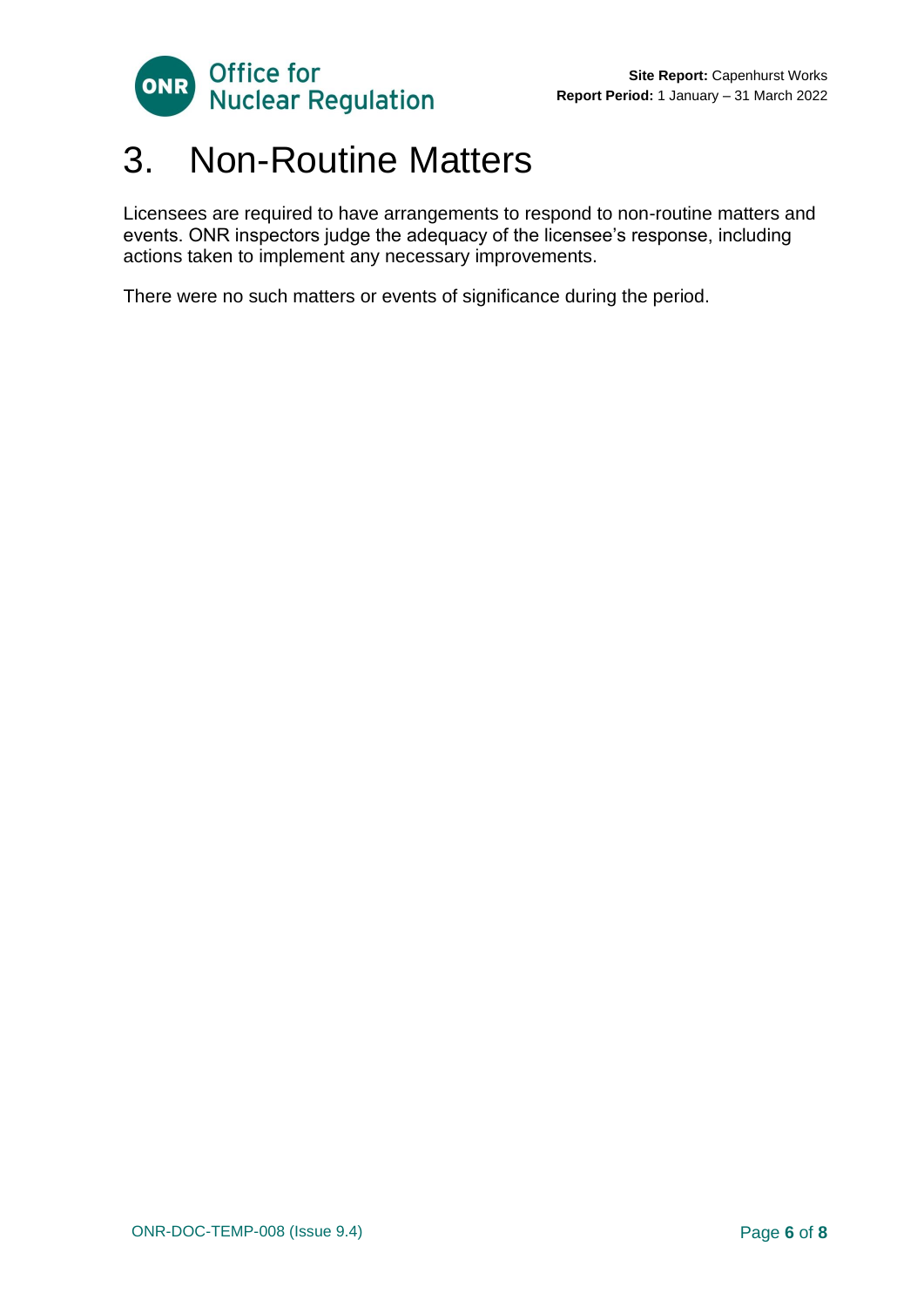# 3. Non-Routine Matters

Licensees are required to have arrangements to respond to non-routine matters and events. ONR inspectors judge the adequacy of the licensee's response, including actions taken to implement any necessary improvements.

There were no such matters or events of significance during the period.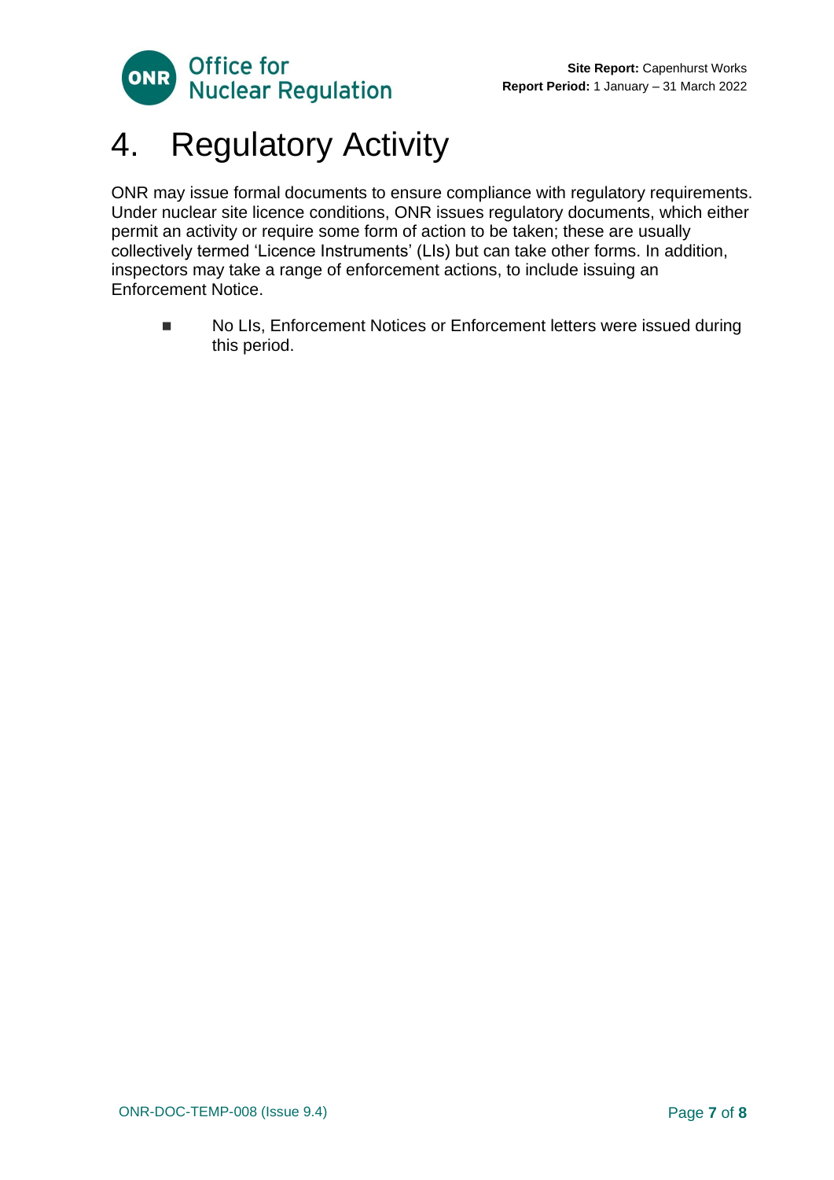# 4. Regulatory Activity

ONR may issue formal documents to ensure compliance with regulatory requirements. Under nuclear site licence conditions, ONR issues regulatory documents, which either permit an activity or require some form of action to be taken; these are usually collectively termed 'Licence Instruments' (LIs) but can take other forms. In addition, inspectors may take a range of enforcement actions, to include issuing an Enforcement Notice.

- No LIs, Enforcement Notices or Enforcement letters were issued during this period.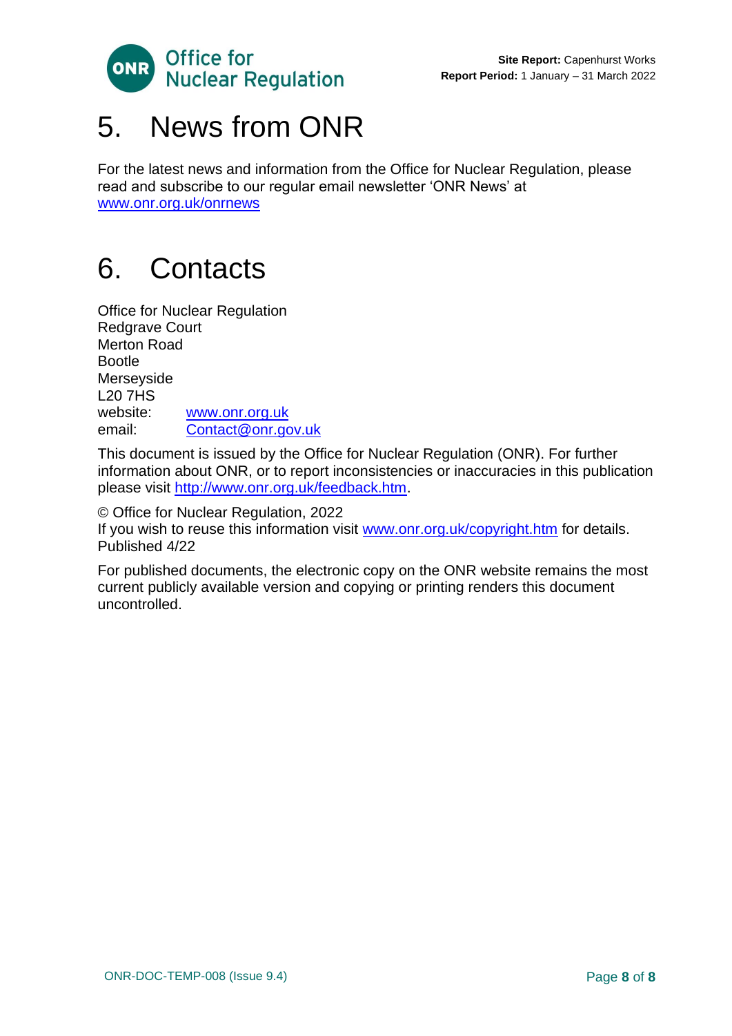# 5. News from ONR

For the latest news and information from the Office for Nuclear Regulation, please read and subscribe to our regular email newsletter 'ONR News' at www.onr.org.uk/onrnews

# 6. Contacts

Office for Nuclear Regulation
Redgrave Court
Merton Road
Bootle
Merseyside
L20 7HS
website: www.onr.org.uk
email: Contact@onr.gov.uk

This document is issued by the Office for Nuclear Regulation (ONR). For further information about ONR, or to report inconsistencies or inaccuracies in this publication please visit http://www.onr.org.uk/feedback.htm.

© Office for Nuclear Regulation, 2022
If you wish to reuse this information visit www.onr.org.uk/copyright.htm for details.
Published 4/22

For published documents, the electronic copy on the ONR website remains the most current publicly available version and copying or printing renders this document uncontrolled.